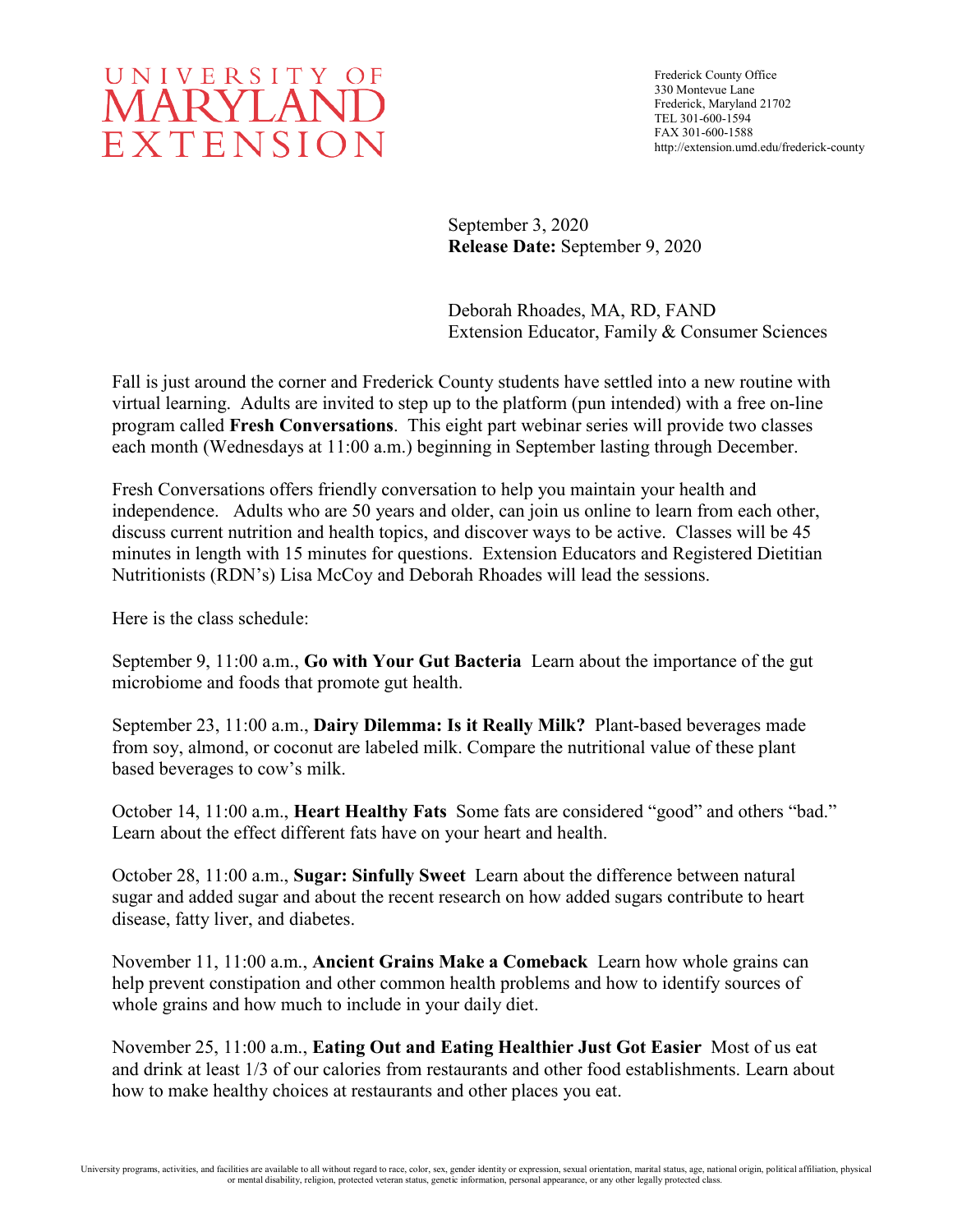# UNIVERSITY OF MARYLAND EXTENSION

Frederick County Office
330 Montevue Lane
Frederick, Maryland 21702
TEL 301-600-1594
FAX 301-600-1588
http://extension.umd.edu/frederick-county

September 3, 2020
**Release Date:** September 9, 2020

Deborah Rhoades, MA, RD, FAND
Extension Educator, Family & Consumer Sciences

Fall is just around the corner and Frederick County students have settled into a new routine with virtual learning. Adults are invited to step up to the platform (pun intended) with a free on-line program called **Fresh Conversations**. This eight part webinar series will provide two classes each month (Wednesdays at 11:00 a.m.) beginning in September lasting through December.

Fresh Conversations offers friendly conversation to help you maintain your health and independence. Adults who are 50 years and older, can join us online to learn from each other, discuss current nutrition and health topics, and discover ways to be active. Classes will be 45 minutes in length with 15 minutes for questions. Extension Educators and Registered Dietitian Nutritionists (RDN's) Lisa McCoy and Deborah Rhoades will lead the sessions.

Here is the class schedule:

September 9, 11:00 a.m., **Go with Your Gut Bacteria** Learn about the importance of the gut microbiome and foods that promote gut health.

September 23, 11:00 a.m., **Dairy Dilemma: Is it Really Milk?** Plant-based beverages made from soy, almond, or coconut are labeled milk. Compare the nutritional value of these plant based beverages to cow's milk.

October 14, 11:00 a.m., **Heart Healthy Fats** Some fats are considered "good" and others "bad." Learn about the effect different fats have on your heart and health.

October 28, 11:00 a.m., **Sugar: Sinfully Sweet** Learn about the difference between natural sugar and added sugar and about the recent research on how added sugars contribute to heart disease, fatty liver, and diabetes.

November 11, 11:00 a.m., **Ancient Grains Make a Comeback** Learn how whole grains can help prevent constipation and other common health problems and how to identify sources of whole grains and how much to include in your daily diet.

November 25, 11:00 a.m., **Eating Out and Eating Healthier Just Got Easier** Most of us eat and drink at least 1/3 of our calories from restaurants and other food establishments. Learn about how to make healthy choices at restaurants and other places you eat.

University programs, activities, and facilities are available to all without regard to race, color, sex, gender identity or expression, sexual orientation, marital status, age, national origin, political affiliation, physical or mental disability, religion, protected veteran status, genetic information, personal appearance, or any other legally protected class.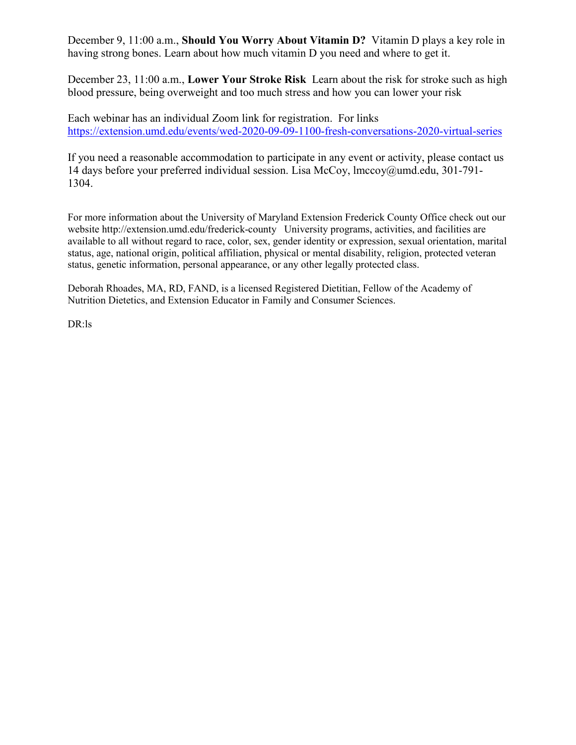December 9, 11:00 a.m., **Should You Worry About Vitamin D?** Vitamin D plays a key role in having strong bones. Learn about how much vitamin D you need and where to get it.

December 23, 11:00 a.m., **Lower Your Stroke Risk** Learn about the risk for stroke such as high blood pressure, being overweight and too much stress and how you can lower your risk

Each webinar has an individual Zoom link for registration. For links https://extension.umd.edu/events/wed-2020-09-09-1100-fresh-conversations-2020-virtual-series

If you need a reasonable accommodation to participate in any event or activity, please contact us 14 days before your preferred individual session. Lisa McCoy, lmccoy@umd.edu, 301-791-1304.

For more information about the University of Maryland Extension Frederick County Office check out our website http://extension.umd.edu/frederick-county University programs, activities, and facilities are available to all without regard to race, color, sex, gender identity or expression, sexual orientation, marital status, age, national origin, political affiliation, physical or mental disability, religion, protected veteran status, genetic information, personal appearance, or any other legally protected class.

Deborah Rhoades, MA, RD, FAND, is a licensed Registered Dietitian, Fellow of the Academy of Nutrition Dietetics, and Extension Educator in Family and Consumer Sciences.

DR:ls